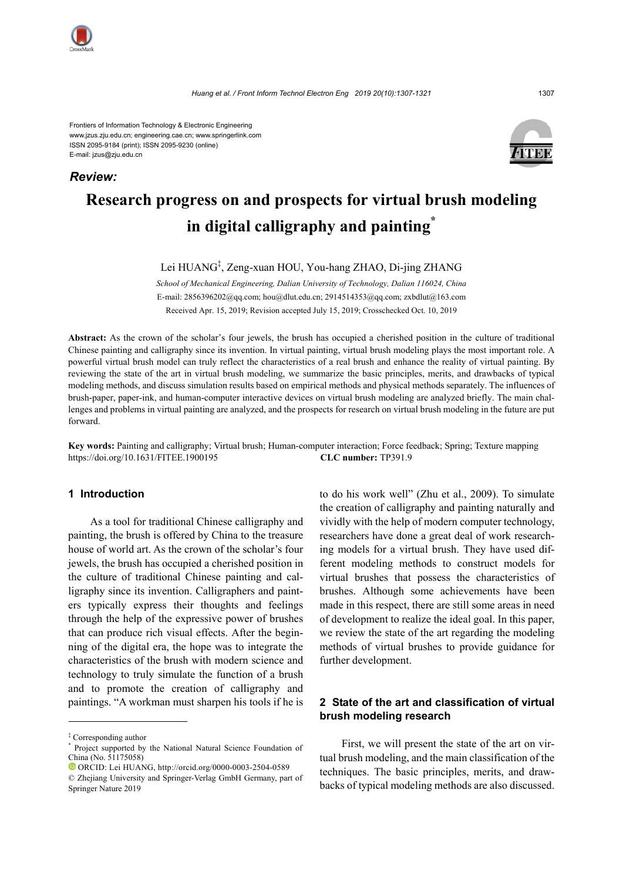Frontiers of Information Technology & Electronic Engineering
www.jzus.zju.edu.cn; engineering.cae.cn; www.springerlink.com
ISSN 2095-9184 (print); ISSN 2095-9230 (online)
E-mail: jzus@zju.edu.cn

***Review:***

# Research progress on and prospects for virtual brush modeling in digital calligraphy and painting*

Lei HUANG‡, Zeng-xuan HOU, You-hang ZHAO, Di-jing ZHANG

*School of Mechanical Engineering, Dalian University of Technology, Dalian 116024, China*

E-mail: 2856396202@qq.com; hou@dlut.edu.cn; 2914514353@qq.com; zxbdlut@163.com

Received Apr. 15, 2019; Revision accepted July 15, 2019; Crosschecked Oct. 10, 2019

**Abstract:** As the crown of the scholar's four jewels, the brush has occupied a cherished position in the culture of traditional Chinese painting and calligraphy since its invention. In virtual painting, virtual brush modeling plays the most important role. A powerful virtual brush model can truly reflect the characteristics of a real brush and enhance the reality of virtual painting. By reviewing the state of the art in virtual brush modeling, we summarize the basic principles, merits, and drawbacks of typical modeling methods, and discuss simulation results based on empirical methods and physical methods separately. The influences of brush-paper, paper-ink, and human-computer interactive devices on virtual brush modeling are analyzed briefly. The main challenges and problems in virtual painting are analyzed, and the prospects for research on virtual brush modeling in the future are put forward.

**Key words:** Painting and calligraphy; Virtual brush; Human-computer interaction; Force feedback; Spring; Texture mapping
https://doi.org/10.1631/FITEE.1900195 **CLC number:** TP391.9

## 1 Introduction

As a tool for traditional Chinese calligraphy and painting, the brush is offered by China to the treasure house of world art. As the crown of the scholar's four jewels, the brush has occupied a cherished position in the culture of traditional Chinese painting and calligraphy since its invention. Calligraphers and painters typically express their thoughts and feelings through the help of the expressive power of brushes that can produce rich visual effects. After the beginning of the digital era, the hope was to integrate the characteristics of the brush with modern science and technology to truly simulate the function of a brush and to promote the creation of calligraphy and paintings. "A workman must sharpen his tools if he is to do his work well" (Zhu et al., 2009). To simulate the creation of calligraphy and painting naturally and vividly with the help of modern computer technology, researchers have done a great deal of work researching models for a virtual brush. They have used different modeling methods to construct models for virtual brushes that possess the characteristics of brushes. Although some achievements have been made in this respect, there are still some areas in need of development to realize the ideal goal. In this paper, we review the state of the art regarding the modeling methods of virtual brushes to provide guidance for further development.

## 2 State of the art and classification of virtual brush modeling research

First, we will present the state of the art on virtual brush modeling, and the main classification of the techniques. The basic principles, merits, and drawbacks of typical modeling methods are also discussed.

---

‡ Corresponding author

\* Project supported by the National Natural Science Foundation of China (No. 51175058)

ORCID: Lei HUANG, http://orcid.org/0000-0003-2504-0589

© Zhejiang University and Springer-Verlag GmbH Germany, part of Springer Nature 2019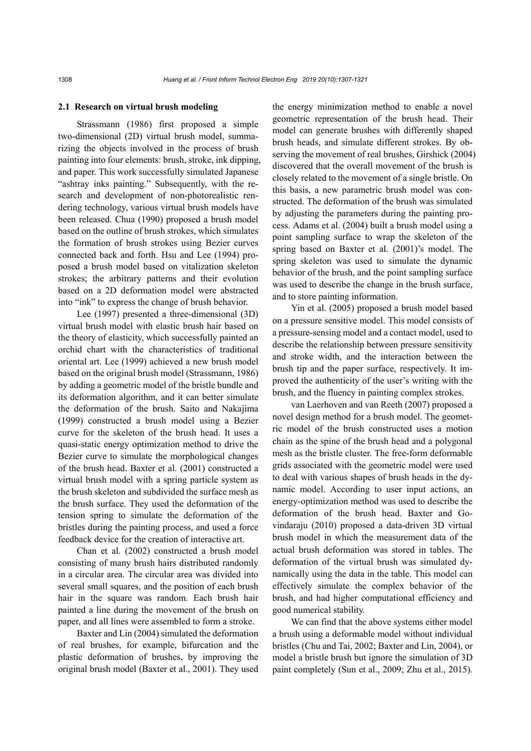### 2.1 Research on virtual brush modeling

Strassmann (1986) first proposed a simple two-dimensional (2D) virtual brush model, summarizing the objects involved in the process of brush painting into four elements: brush, stroke, ink dipping, and paper. This work successfully simulated Japanese "ashtray inks painting." Subsequently, with the research and development of non-photorealistic rendering technology, various virtual brush models have been released. Chua (1990) proposed a brush model based on the outline of brush strokes, which simulates the formation of brush strokes using Bezier curves connected back and forth. Hsu and Lee (1994) proposed a brush model based on vitalization skeleton strokes; the arbitrary patterns and their evolution based on a 2D deformation model were abstracted into "ink" to express the change of brush behavior.

Lee (1997) presented a three-dimensional (3D) virtual brush model with elastic brush hair based on the theory of elasticity, which successfully painted an orchid chart with the characteristics of traditional oriental art. Lee (1999) achieved a new brush model based on the original brush model (Strassmann, 1986) by adding a geometric model of the bristle bundle and its deformation algorithm, and it can better simulate the deformation of the brush. Saito and Nakajima (1999) constructed a brush model using a Bezier curve for the skeleton of the brush head. It uses a quasi-static energy optimization method to drive the Bezier curve to simulate the morphological changes of the brush head. Baxter et al. (2001) constructed a virtual brush model with a spring particle system as the brush skeleton and subdivided the surface mesh as the brush surface. They used the deformation of the tension spring to simulate the deformation of the bristles during the painting process, and used a force feedback device for the creation of interactive art.

Chan et al. (2002) constructed a brush model consisting of many brush hairs distributed randomly in a circular area. The circular area was divided into several small squares, and the position of each brush hair in the square was random. Each brush hair painted a line during the movement of the brush on paper, and all lines were assembled to form a stroke.

Baxter and Lin (2004) simulated the deformation of real brushes, for example, bifurcation and the plastic deformation of brushes, by improving the original brush model (Baxter et al., 2001). They used the energy minimization method to enable a novel geometric representation of the brush head. Their model can generate brushes with differently shaped brush heads, and simulate different strokes. By observing the movement of real brushes, Girshick (2004) discovered that the overall movement of the brush is closely related to the movement of a single bristle. On this basis, a new parametric brush model was constructed. The deformation of the brush was simulated by adjusting the parameters during the painting process. Adams et al. (2004) built a brush model using a point sampling surface to wrap the skeleton of the spring based on Baxter et al. (2001)'s model. The spring skeleton was used to simulate the dynamic behavior of the brush, and the point sampling surface was used to describe the change in the brush surface, and to store painting information.

Yin et al. (2005) proposed a brush model based on a pressure sensitive model. This model consists of a pressure-sensing model and a contact model, used to describe the relationship between pressure sensitivity and stroke width, and the interaction between the brush tip and the paper surface, respectively. It improved the authenticity of the user's writing with the brush, and the fluency in painting complex strokes.

van Laerhoven and van Reeth (2007) proposed a novel design method for a brush model. The geometric model of the brush constructed uses a motion chain as the spine of the brush head and a polygonal mesh as the bristle cluster. The free-form deformable grids associated with the geometric model were used to deal with various shapes of brush heads in the dynamic model. According to user input actions, an energy-optimization method was used to describe the deformation of the brush head. Baxter and Govindaraju (2010) proposed a data-driven 3D virtual brush model in which the measurement data of the actual brush deformation was stored in tables. The deformation of the virtual brush was simulated dynamically using the data in the table. This model can effectively simulate the complex behavior of the brush, and had higher computational efficiency and good numerical stability.

We can find that the above systems either model a brush using a deformable model without individual bristles (Chu and Tai, 2002; Baxter and Lin, 2004), or model a bristle brush but ignore the simulation of 3D paint completely (Sun et al., 2009; Zhu et al., 2015).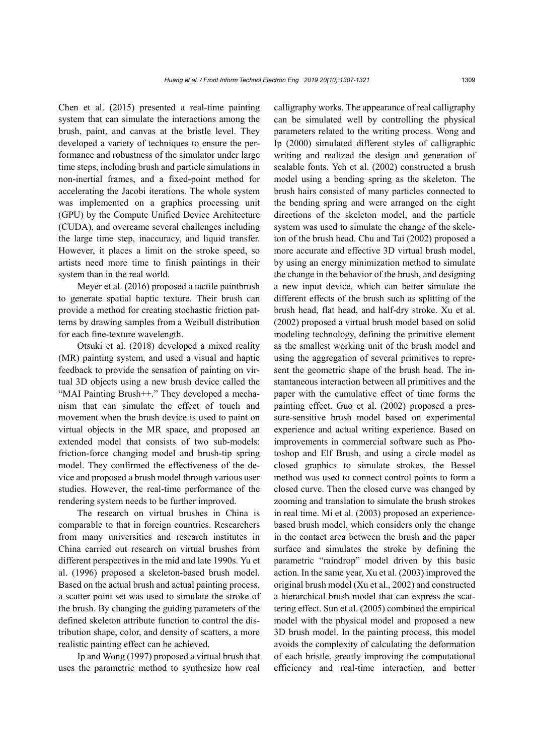Chen et al. (2015) presented a real-time painting system that can simulate the interactions among the brush, paint, and canvas at the bristle level. They developed a variety of techniques to ensure the performance and robustness of the simulator under large time steps, including brush and particle simulations in non-inertial frames, and a fixed-point method for accelerating the Jacobi iterations. The whole system was implemented on a graphics processing unit (GPU) by the Compute Unified Device Architecture (CUDA), and overcame several challenges including the large time step, inaccuracy, and liquid transfer. However, it places a limit on the stroke speed, so artists need more time to finish paintings in their system than in the real world.

Meyer et al. (2016) proposed a tactile paintbrush to generate spatial haptic texture. Their brush can provide a method for creating stochastic friction patterns by drawing samples from a Weibull distribution for each fine-texture wavelength.

Otsuki et al. (2018) developed a mixed reality (MR) painting system, and used a visual and haptic feedback to provide the sensation of painting on virtual 3D objects using a new brush device called the "MAI Painting Brush++." They developed a mechanism that can simulate the effect of touch and movement when the brush device is used to paint on virtual objects in the MR space, and proposed an extended model that consists of two sub-models: friction-force changing model and brush-tip spring model. They confirmed the effectiveness of the device and proposed a brush model through various user studies. However, the real-time performance of the rendering system needs to be further improved.

The research on virtual brushes in China is comparable to that in foreign countries. Researchers from many universities and research institutes in China carried out research on virtual brushes from different perspectives in the mid and late 1990s. Yu et al. (1996) proposed a skeleton-based brush model. Based on the actual brush and actual painting process, a scatter point set was used to simulate the stroke of the brush. By changing the guiding parameters of the defined skeleton attribute function to control the distribution shape, color, and density of scatters, a more realistic painting effect can be achieved.

Ip and Wong (1997) proposed a virtual brush that uses the parametric method to synthesize how real calligraphy works. The appearance of real calligraphy can be simulated well by controlling the physical parameters related to the writing process. Wong and Ip (2000) simulated different styles of calligraphic writing and realized the design and generation of scalable fonts. Yeh et al. (2002) constructed a brush model using a bending spring as the skeleton. The brush hairs consisted of many particles connected to the bending spring and were arranged on the eight directions of the skeleton model, and the particle system was used to simulate the change of the skeleton of the brush head. Chu and Tai (2002) proposed a more accurate and effective 3D virtual brush model, by using an energy minimization method to simulate the change in the behavior of the brush, and designing a new input device, which can better simulate the different effects of the brush such as splitting of the brush head, flat head, and half-dry stroke. Xu et al. (2002) proposed a virtual brush model based on solid modeling technology, defining the primitive element as the smallest working unit of the brush model and using the aggregation of several primitives to represent the geometric shape of the brush head. The instantaneous interaction between all primitives and the paper with the cumulative effect of time forms the painting effect. Guo et al. (2002) proposed a pressure-sensitive brush model based on experimental experience and actual writing experience. Based on improvements in commercial software such as Photoshop and Elf Brush, and using a circle model as closed graphics to simulate strokes, the Bessel method was used to connect control points to form a closed curve. Then the closed curve was changed by zooming and translation to simulate the brush strokes in real time. Mi et al. (2003) proposed an experience-based brush model, which considers only the change in the contact area between the brush and the paper surface and simulates the stroke by defining the parametric "raindrop" model driven by this basic action. In the same year, Xu et al. (2003) improved the original brush model (Xu et al., 2002) and constructed a hierarchical brush model that can express the scattering effect. Sun et al. (2005) combined the empirical model with the physical model and proposed a new 3D brush model. In the painting process, this model avoids the complexity of calculating the deformation of each bristle, greatly improving the computational efficiency and real-time interaction, and better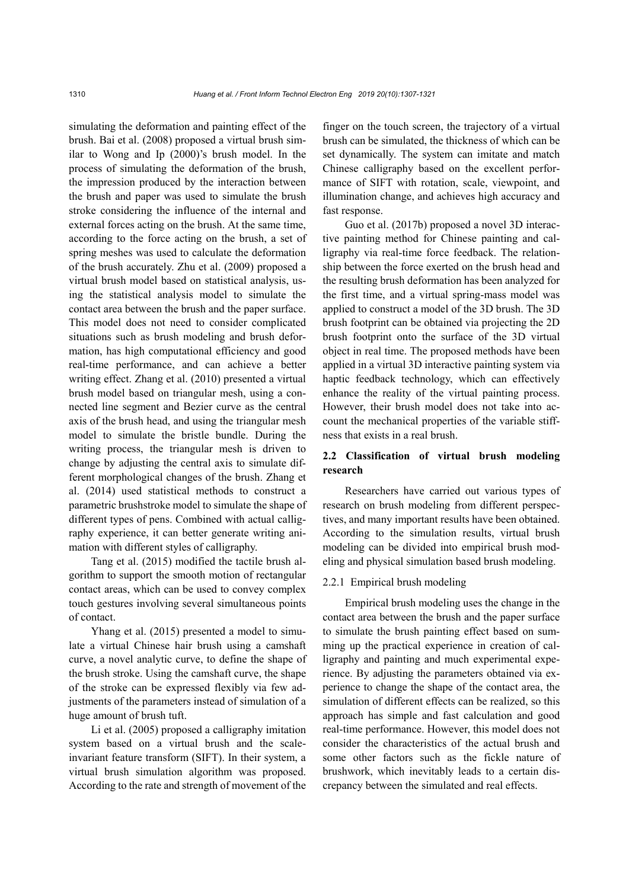simulating the deformation and painting effect of the brush. Bai et al. (2008) proposed a virtual brush similar to Wong and Ip (2000)'s brush model. In the process of simulating the deformation of the brush, the impression produced by the interaction between the brush and paper was used to simulate the brush stroke considering the influence of the internal and external forces acting on the brush. At the same time, according to the force acting on the brush, a set of spring meshes was used to calculate the deformation of the brush accurately. Zhu et al. (2009) proposed a virtual brush model based on statistical analysis, using the statistical analysis model to simulate the contact area between the brush and the paper surface. This model does not need to consider complicated situations such as brush modeling and brush deformation, has high computational efficiency and good real-time performance, and can achieve a better writing effect. Zhang et al. (2010) presented a virtual brush model based on triangular mesh, using a connected line segment and Bezier curve as the central axis of the brush head, and using the triangular mesh model to simulate the bristle bundle. During the writing process, the triangular mesh is driven to change by adjusting the central axis to simulate different morphological changes of the brush. Zhang et al. (2014) used statistical methods to construct a parametric brushstroke model to simulate the shape of different types of pens. Combined with actual calligraphy experience, it can better generate writing animation with different styles of calligraphy.

Tang et al. (2015) modified the tactile brush algorithm to support the smooth motion of rectangular contact areas, which can be used to convey complex touch gestures involving several simultaneous points of contact.

Yhang et al. (2015) presented a model to simulate a virtual Chinese hair brush using a camshaft curve, a novel analytic curve, to define the shape of the brush stroke. Using the camshaft curve, the shape of the stroke can be expressed flexibly via few adjustments of the parameters instead of simulation of a huge amount of brush tuft.

Li et al. (2005) proposed a calligraphy imitation system based on a virtual brush and the scale-invariant feature transform (SIFT). In their system, a virtual brush simulation algorithm was proposed. According to the rate and strength of movement of the finger on the touch screen, the trajectory of a virtual brush can be simulated, the thickness of which can be set dynamically. The system can imitate and match Chinese calligraphy based on the excellent performance of SIFT with rotation, scale, viewpoint, and illumination change, and achieves high accuracy and fast response.

Guo et al. (2017b) proposed a novel 3D interactive painting method for Chinese painting and calligraphy via real-time force feedback. The relationship between the force exerted on the brush head and the resulting brush deformation has been analyzed for the first time, and a virtual spring-mass model was applied to construct a model of the 3D brush. The 3D brush footprint can be obtained via projecting the 2D brush footprint onto the surface of the 3D virtual object in real time. The proposed methods have been applied in a virtual 3D interactive painting system via haptic feedback technology, which can effectively enhance the reality of the virtual painting process. However, their brush model does not take into account the mechanical properties of the variable stiffness that exists in a real brush.

### 2.2 Classification of virtual brush modeling research

Researchers have carried out various types of research on brush modeling from different perspectives, and many important results have been obtained. According to the simulation results, virtual brush modeling can be divided into empirical brush modeling and physical simulation based brush modeling.

#### 2.2.1 Empirical brush modeling

Empirical brush modeling uses the change in the contact area between the brush and the paper surface to simulate the brush painting effect based on summing up the practical experience in creation of calligraphy and painting and much experimental experience. By adjusting the parameters obtained via experience to change the shape of the contact area, the simulation of different effects can be realized, so this approach has simple and fast calculation and good real-time performance. However, this model does not consider the characteristics of the actual brush and some other factors such as the fickle nature of brushwork, which inevitably leads to a certain discrepancy between the simulated and real effects.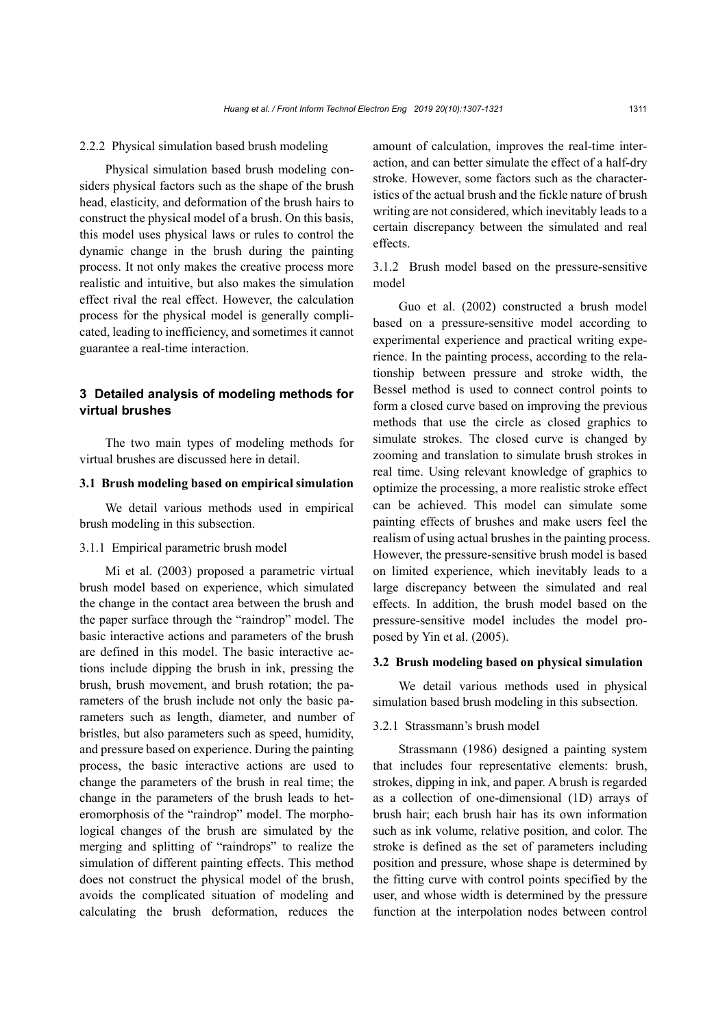#### 2.2.2 Physical simulation based brush modeling

Physical simulation based brush modeling considers physical factors such as the shape of the brush head, elasticity, and deformation of the brush hairs to construct the physical model of a brush. On this basis, this model uses physical laws or rules to control the dynamic change in the brush during the painting process. It not only makes the creative process more realistic and intuitive, but also makes the simulation effect rival the real effect. However, the calculation process for the physical model is generally complicated, leading to inefficiency, and sometimes it cannot guarantee a real-time interaction.

## 3 Detailed analysis of modeling methods for virtual brushes

The two main types of modeling methods for virtual brushes are discussed here in detail.

### 3.1 Brush modeling based on empirical simulation

We detail various methods used in empirical brush modeling in this subsection.

#### 3.1.1 Empirical parametric brush model

Mi et al. (2003) proposed a parametric virtual brush model based on experience, which simulated the change in the contact area between the brush and the paper surface through the "raindrop" model. The basic interactive actions and parameters of the brush are defined in this model. The basic interactive actions include dipping the brush in ink, pressing the brush, brush movement, and brush rotation; the parameters of the brush include not only the basic parameters such as length, diameter, and number of bristles, but also parameters such as speed, humidity, and pressure based on experience. During the painting process, the basic interactive actions are used to change the parameters of the brush in real time; the change in the parameters of the brush leads to heteromorphosis of the "raindrop" model. The morphological changes of the brush are simulated by the merging and splitting of "raindrops" to realize the simulation of different painting effects. This method does not construct the physical model of the brush, avoids the complicated situation of modeling and calculating the brush deformation, reduces the amount of calculation, improves the real-time interaction, and can better simulate the effect of a half-dry stroke. However, some factors such as the characteristics of the actual brush and the fickle nature of brush writing are not considered, which inevitably leads to a certain discrepancy between the simulated and real effects.

#### 3.1.2 Brush model based on the pressure-sensitive model

Guo et al. (2002) constructed a brush model based on a pressure-sensitive model according to experimental experience and practical writing experience. In the painting process, according to the relationship between pressure and stroke width, the Bessel method is used to connect control points to form a closed curve based on improving the previous methods that use the circle as closed graphics to simulate strokes. The closed curve is changed by zooming and translation to simulate brush strokes in real time. Using relevant knowledge of graphics to optimize the processing, a more realistic stroke effect can be achieved. This model can simulate some painting effects of brushes and make users feel the realism of using actual brushes in the painting process. However, the pressure-sensitive brush model is based on limited experience, which inevitably leads to a large discrepancy between the simulated and real effects. In addition, the brush model based on the pressure-sensitive model includes the model proposed by Yin et al. (2005).

### 3.2 Brush modeling based on physical simulation

We detail various methods used in physical simulation based brush modeling in this subsection.

#### 3.2.1 Strassmann's brush model

Strassmann (1986) designed a painting system that includes four representative elements: brush, strokes, dipping in ink, and paper. A brush is regarded as a collection of one-dimensional (1D) arrays of brush hair; each brush hair has its own information such as ink volume, relative position, and color. The stroke is defined as the set of parameters including position and pressure, whose shape is determined by the fitting curve with control points specified by the user, and whose width is determined by the pressure function at the interpolation nodes between control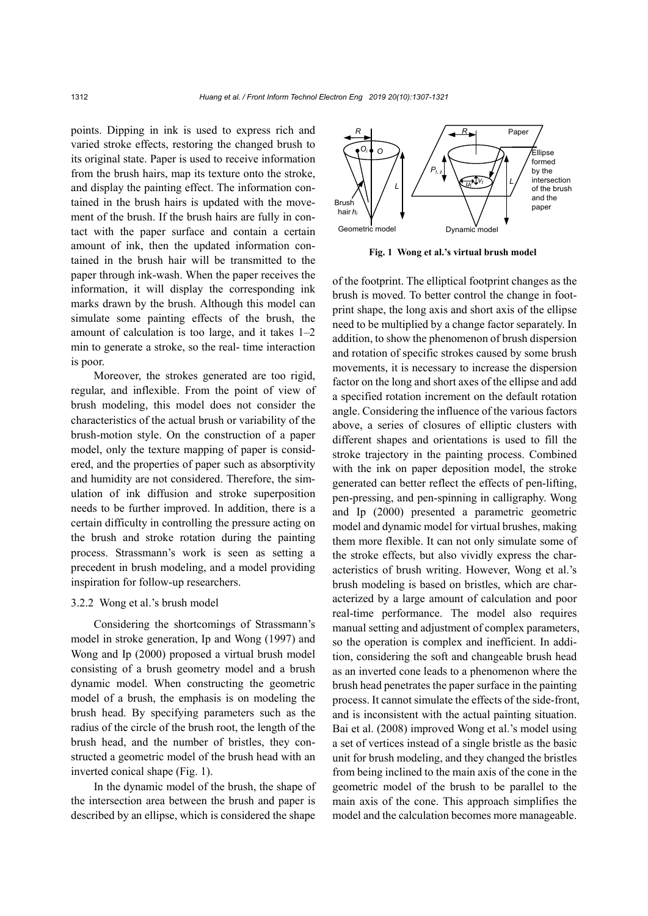points. Dipping in ink is used to express rich and varied stroke effects, restoring the changed brush to its original state. Paper is used to receive information from the brush hairs, map its texture onto the stroke, and display the painting effect. The information contained in the brush hairs is updated with the movement of the brush. If the brush hairs are fully in contact with the paper surface and contain a certain amount of ink, then the updated information contained in the brush hair will be transmitted to the paper through ink-wash. When the paper receives the information, it will display the corresponding ink marks drawn by the brush. Although this model can simulate some painting effects of the brush, the amount of calculation is too large, and it takes 1–2 min to generate a stroke, so the real- time interaction is poor.

Moreover, the strokes generated are too rigid, regular, and inflexible. From the point of view of brush modeling, this model does not consider the characteristics of the actual brush or variability of the brush-motion style. On the construction of a paper model, only the texture mapping of paper is considered, and the properties of paper such as absorptivity and humidity are not considered. Therefore, the simulation of ink diffusion and stroke superposition needs to be further improved. In addition, there is a certain difficulty in controlling the pressure acting on the brush and stroke rotation during the painting process. Strassmann's work is seen as setting a precedent in brush modeling, and a model providing inspiration for follow-up researchers.

### 3.2.2 Wong et al.'s brush model

Considering the shortcomings of Strassmann's model in stroke generation, Ip and Wong (1997) and Wong and Ip (2000) proposed a virtual brush model consisting of a brush geometry model and a brush dynamic model. When constructing the geometric model of a brush, the emphasis is on modeling the brush head. By specifying parameters such as the radius of the circle of the brush root, the length of the brush head, and the number of bristles, they constructed a geometric model of the brush head with an inverted conical shape (Fig. 1).

In the dynamic model of the brush, the shape of the intersection area between the brush and paper is described by an ellipse, which is considered the shape of the footprint. The elliptical footprint changes as the brush is moved. To better control the change in footprint shape, the long axis and short axis of the ellipse need to be multiplied by a change factor separately. In addition, to show the phenomenon of brush dispersion and rotation of specific strokes caused by some brush movements, it is necessary to increase the dispersion factor on the long and short axes of the ellipse and add a specified rotation increment on the default rotation angle. Considering the influence of the various factors above, a series of closures of elliptic clusters with different shapes and orientations is used to fill the stroke trajectory in the painting process. Combined with the ink on paper deposition model, the stroke generated can better reflect the effects of pen-lifting, pen-pressing, and pen-spinning in calligraphy. Wong and Ip (2000) presented a parametric geometric model and dynamic model for virtual brushes, making them more flexible. It can not only simulate some of the stroke effects, but also vividly express the characteristics of brush writing. However, Wong et al.'s brush modeling is based on bristles, which are characterized by a large amount of calculation and poor real-time performance. The model also requires manual setting and adjustment of complex parameters, so the operation is complex and inefficient. In addition, considering the soft and changeable brush head as an inverted cone leads to a phenomenon where the brush head penetrates the paper surface in the painting process. It cannot simulate the effects of the side-front, and is inconsistent with the actual painting situation. Bai et al. (2008) improved Wong et al.'s model using a set of vertices instead of a single bristle as the basic unit for brush modeling, and they changed the bristles from being inclined to the main axis of the cone in the geometric model of the brush to be parallel to the main axis of the cone. This approach simplifies the model and the calculation becomes more manageable.

**Fig. 1 Wong et al.'s virtual brush model**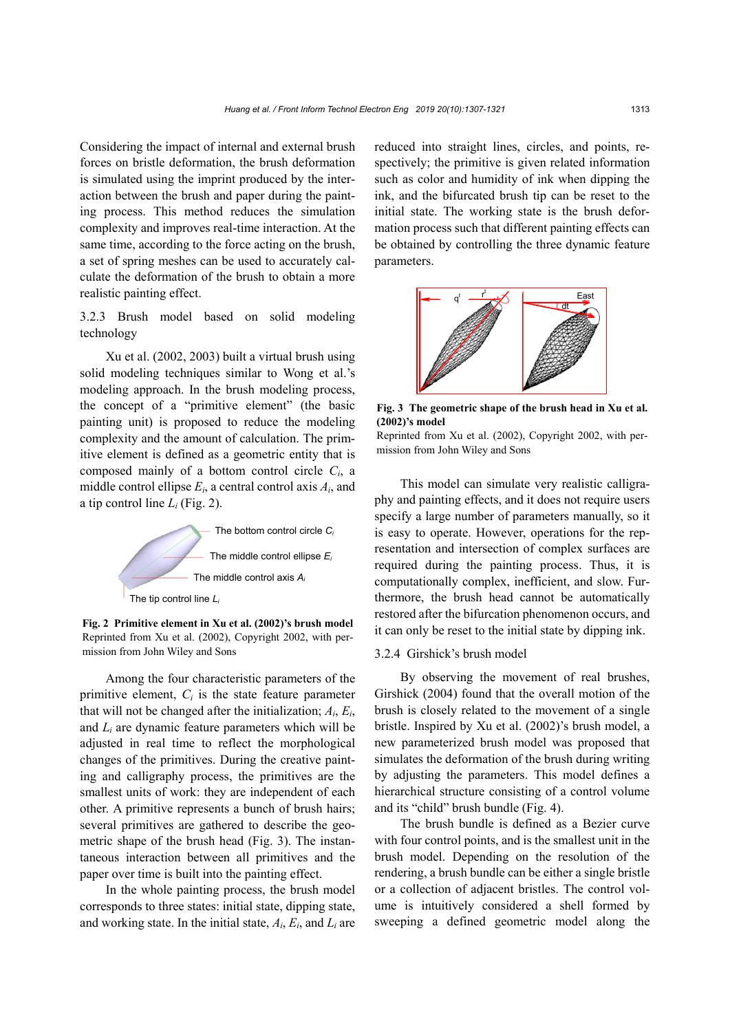Considering the impact of internal and external brush forces on bristle deformation, the brush deformation is simulated using the imprint produced by the interaction between the brush and paper during the painting process. This method reduces the simulation complexity and improves real-time interaction. At the same time, according to the force acting on the brush, a set of spring meshes can be used to accurately calculate the deformation of the brush to obtain a more realistic painting effect.

### 3.2.3 Brush model based on solid modeling technology

Xu et al. (2002, 2003) built a virtual brush using solid modeling techniques similar to Wong et al.'s modeling approach. In the brush modeling process, the concept of a "primitive element" (the basic painting unit) is proposed to reduce the modeling complexity and the amount of calculation. The primitive element is defined as a geometric entity that is composed mainly of a bottom control circle $C_i$, a middle control ellipse $E_i$, a central control axis $A_i$, and a tip control line $L_i$ (Fig. 2).

**Fig. 2 Primitive element in Xu et al. (2002)'s brush model**
Reprinted from Xu et al. (2002), Copyright 2002, with permission from John Wiley and Sons

Among the four characteristic parameters of the primitive element, $C_i$ is the state feature parameter that will not be changed after the initialization; $A_i$, $E_i$, and $L_i$ are dynamic feature parameters which will be adjusted in real time to reflect the morphological changes of the primitives. During the creative painting and calligraphy process, the primitives are the smallest units of work: they are independent of each other. A primitive represents a bunch of brush hairs; several primitives are gathered to describe the geometric shape of the brush head (Fig. 3). The instantaneous interaction between all primitives and the paper over time is built into the painting effect.

In the whole painting process, the brush model corresponds to three states: initial state, dipping state, and working state. In the initial state, $A_i$, $E_i$, and $L_i$ are reduced into straight lines, circles, and points, respectively; the primitive is given related information such as color and humidity of ink when dipping the ink, and the bifurcated brush tip can be reset to the initial state. The working state is the brush deformation process such that different painting effects can be obtained by controlling the three dynamic feature parameters.

**Fig. 3 The geometric shape of the brush head in Xu et al. (2002)'s model**
Reprinted from Xu et al. (2002), Copyright 2002, with permission from John Wiley and Sons

This model can simulate very realistic calligraphy and painting effects, and it does not require users specify a large number of parameters manually, so it is easy to operate. However, operations for the representation and intersection of complex surfaces are required during the painting process. Thus, it is computationally complex, inefficient, and slow. Furthermore, the brush head cannot be automatically restored after the bifurcation phenomenon occurs, and it can only be reset to the initial state by dipping ink.

### 3.2.4 Girshick's brush model

By observing the movement of real brushes, Girshick (2004) found that the overall motion of the brush is closely related to the movement of a single bristle. Inspired by Xu et al. (2002)'s brush model, a new parameterized brush model was proposed that simulates the deformation of the brush during writing by adjusting the parameters. This model defines a hierarchical structure consisting of a control volume and its "child" brush bundle (Fig. 4).

The brush bundle is defined as a Bezier curve with four control points, and is the smallest unit in the brush model. Depending on the resolution of the rendering, a brush bundle can be either a single bristle or a collection of adjacent bristles. The control volume is intuitively considered a shell formed by sweeping a defined geometric model along the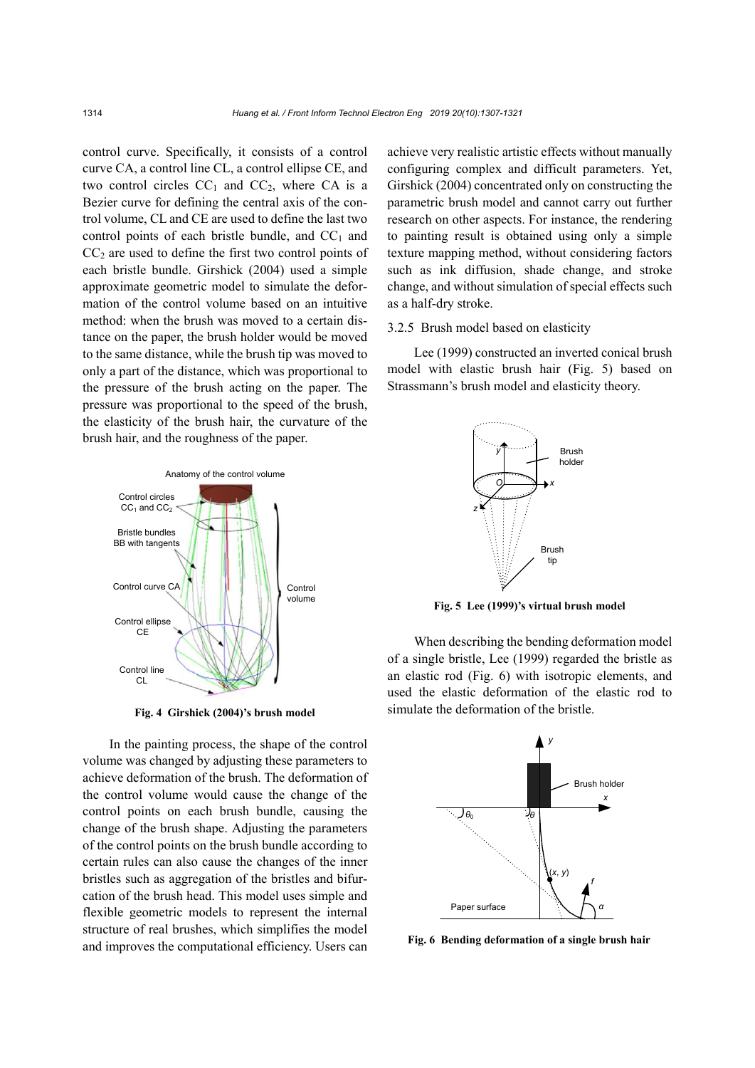control curve. Specifically, it consists of a control curve CA, a control line CL, a control ellipse CE, and two control circles $CC_1$ and $CC_2$, where CA is a Bezier curve for defining the central axis of the control volume, CL and CE are used to define the last two control points of each bristle bundle, and $CC_1$ and $CC_2$ are used to define the first two control points of each bristle bundle. Girshick (2004) used a simple approximate geometric model to simulate the deformation of the control volume based on an intuitive method: when the brush was moved to a certain distance on the paper, the brush holder would be moved to the same distance, while the brush tip was moved to only a part of the distance, which was proportional to the pressure of the brush acting on the paper. The pressure was proportional to the speed of the brush, the elasticity of the brush hair, the curvature of the brush hair, and the roughness of the paper.

**Fig. 4 Girshick (2004)'s brush model**

In the painting process, the shape of the control volume was changed by adjusting these parameters to achieve deformation of the brush. The deformation of the control volume would cause the change of the control points on each brush bundle, causing the change of the brush shape. Adjusting the parameters of the control points on the brush bundle according to certain rules can also cause the changes of the inner bristles such as aggregation of the bristles and bifurcation of the brush head. This model uses simple and flexible geometric models to represent the internal structure of real brushes, which simplifies the model and improves the computational efficiency. Users can achieve very realistic artistic effects without manually configuring complex and difficult parameters. Yet, Girshick (2004) concentrated only on constructing the parametric brush model and cannot carry out further research on other aspects. For instance, the rendering to painting result is obtained using only a simple texture mapping method, without considering factors such as ink diffusion, shade change, and stroke change, and without simulation of special effects such as a half-dry stroke.

### 3.2.5 Brush model based on elasticity

Lee (1999) constructed an inverted conical brush model with elastic brush hair (Fig. 5) based on Strassmann's brush model and elasticity theory.

**Fig. 5 Lee (1999)'s virtual brush model**

When describing the bending deformation model of a single bristle, Lee (1999) regarded the bristle as an elastic rod (Fig. 6) with isotropic elements, and used the elastic deformation of the elastic rod to simulate the deformation of the bristle.

**Fig. 6 Bending deformation of a single brush hair**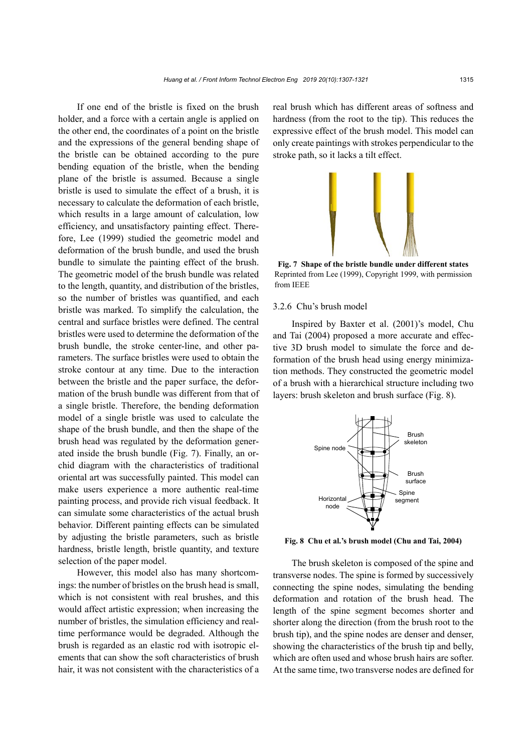If one end of the bristle is fixed on the brush holder, and a force with a certain angle is applied on the other end, the coordinates of a point on the bristle and the expressions of the general bending shape of the bristle can be obtained according to the pure bending equation of the bristle, when the bending plane of the bristle is assumed. Because a single bristle is used to simulate the effect of a brush, it is necessary to calculate the deformation of each bristle, which results in a large amount of calculation, low efficiency, and unsatisfactory painting effect. Therefore, Lee (1999) studied the geometric model and deformation of the brush bundle, and used the brush bundle to simulate the painting effect of the brush. The geometric model of the brush bundle was related to the length, quantity, and distribution of the bristles, so the number of bristles was quantified, and each bristle was marked. To simplify the calculation, the central and surface bristles were defined. The central bristles were used to determine the deformation of the brush bundle, the stroke center-line, and other parameters. The surface bristles were used to obtain the stroke contour at any time. Due to the interaction between the bristle and the paper surface, the deformation of the brush bundle was different from that of a single bristle. Therefore, the bending deformation model of a single bristle was used to calculate the shape of the brush bundle, and then the shape of the brush head was regulated by the deformation generated inside the brush bundle (Fig. 7). Finally, an orchid diagram with the characteristics of traditional oriental art was successfully painted. This model can make users experience a more authentic real-time painting process, and provide rich visual feedback. It can simulate some characteristics of the actual brush behavior. Different painting effects can be simulated by adjusting the bristle parameters, such as bristle hardness, bristle length, bristle quantity, and texture selection of the paper model.

However, this model also has many shortcomings: the number of bristles on the brush head is small, which is not consistent with real brushes, and this would affect artistic expression; when increasing the number of bristles, the simulation efficiency and real-time performance would be degraded. Although the brush is regarded as an elastic rod with isotropic elements that can show the soft characteristics of brush hair, it was not consistent with the characteristics of a real brush which has different areas of softness and hardness (from the root to the tip). This reduces the expressive effect of the brush model. This model can only create paintings with strokes perpendicular to the stroke path, so it lacks a tilt effect.

**Fig. 7 Shape of the bristle bundle under different states**
Reprinted from Lee (1999), Copyright 1999, with permission from IEEE

### 3.2.6 Chu's brush model

Inspired by Baxter et al. (2001)'s model, Chu and Tai (2004) proposed a more accurate and effective 3D brush model to simulate the force and deformation of the brush head using energy minimization methods. They constructed the geometric model of a brush with a hierarchical structure including two layers: brush skeleton and brush surface (Fig. 8).

**Fig. 8 Chu et al.'s brush model (Chu and Tai, 2004)**

The brush skeleton is composed of the spine and transverse nodes. The spine is formed by successively connecting the spine nodes, simulating the bending deformation and rotation of the brush head. The length of the spine segment becomes shorter and shorter along the direction (from the brush root to the brush tip), and the spine nodes are denser and denser, showing the characteristics of the brush tip and belly, which are often used and whose brush hairs are softer. At the same time, two transverse nodes are defined for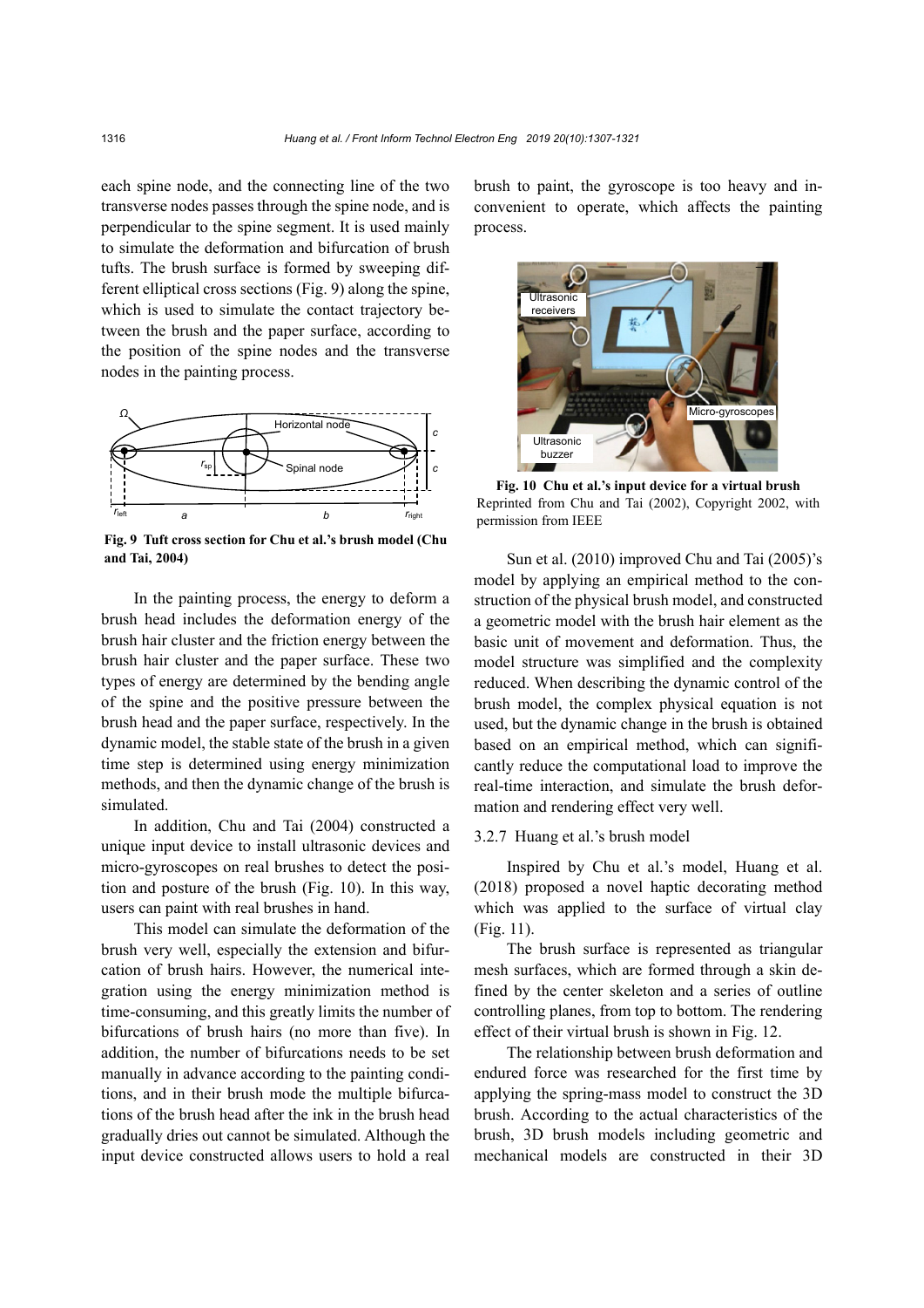each spine node, and the connecting line of the two transverse nodes passes through the spine node, and is perpendicular to the spine segment. It is used mainly to simulate the deformation and bifurcation of brush tufts. The brush surface is formed by sweeping different elliptical cross sections (Fig. 9) along the spine, which is used to simulate the contact trajectory between the brush and the paper surface, according to the position of the spine nodes and the transverse nodes in the painting process.

**Fig. 9 Tuft cross section for Chu et al.'s brush model (Chu and Tai, 2004)**

In the painting process, the energy to deform a brush head includes the deformation energy of the brush hair cluster and the friction energy between the brush hair cluster and the paper surface. These two types of energy are determined by the bending angle of the spine and the positive pressure between the brush head and the paper surface, respectively. In the dynamic model, the stable state of the brush in a given time step is determined using energy minimization methods, and then the dynamic change of the brush is simulated.

In addition, Chu and Tai (2004) constructed a unique input device to install ultrasonic devices and micro-gyroscopes on real brushes to detect the position and posture of the brush (Fig. 10). In this way, users can paint with real brushes in hand.

This model can simulate the deformation of the brush very well, especially the extension and bifurcation of brush hairs. However, the numerical integration using the energy minimization method is time-consuming, and this greatly limits the number of bifurcations of brush hairs (no more than five). In addition, the number of bifurcations needs to be set manually in advance according to the painting conditions, and in their brush mode the multiple bifurcations of the brush head after the ink in the brush head gradually dries out cannot be simulated. Although the input device constructed allows users to hold a real brush to paint, the gyroscope is too heavy and inconvenient to operate, which affects the painting process.

**Fig. 10 Chu et al.'s input device for a virtual brush**
Reprinted from Chu and Tai (2002), Copyright 2002, with permission from IEEE

Sun et al. (2010) improved Chu and Tai (2005)'s model by applying an empirical method to the construction of the physical brush model, and constructed a geometric model with the brush hair element as the basic unit of movement and deformation. Thus, the model structure was simplified and the complexity reduced. When describing the dynamic control of the brush model, the complex physical equation is not used, but the dynamic change in the brush is obtained based on an empirical method, which can significantly reduce the computational load to improve the real-time interaction, and simulate the brush deformation and rendering effect very well.

### 3.2.7 Huang et al.'s brush model

Inspired by Chu et al.'s model, Huang et al. (2018) proposed a novel haptic decorating method which was applied to the surface of virtual clay (Fig. 11).

The brush surface is represented as triangular mesh surfaces, which are formed through a skin defined by the center skeleton and a series of outline controlling planes, from top to bottom. The rendering effect of their virtual brush is shown in Fig. 12.

The relationship between brush deformation and endured force was researched for the first time by applying the spring-mass model to construct the 3D brush. According to the actual characteristics of the brush, 3D brush models including geometric and mechanical models are constructed in their 3D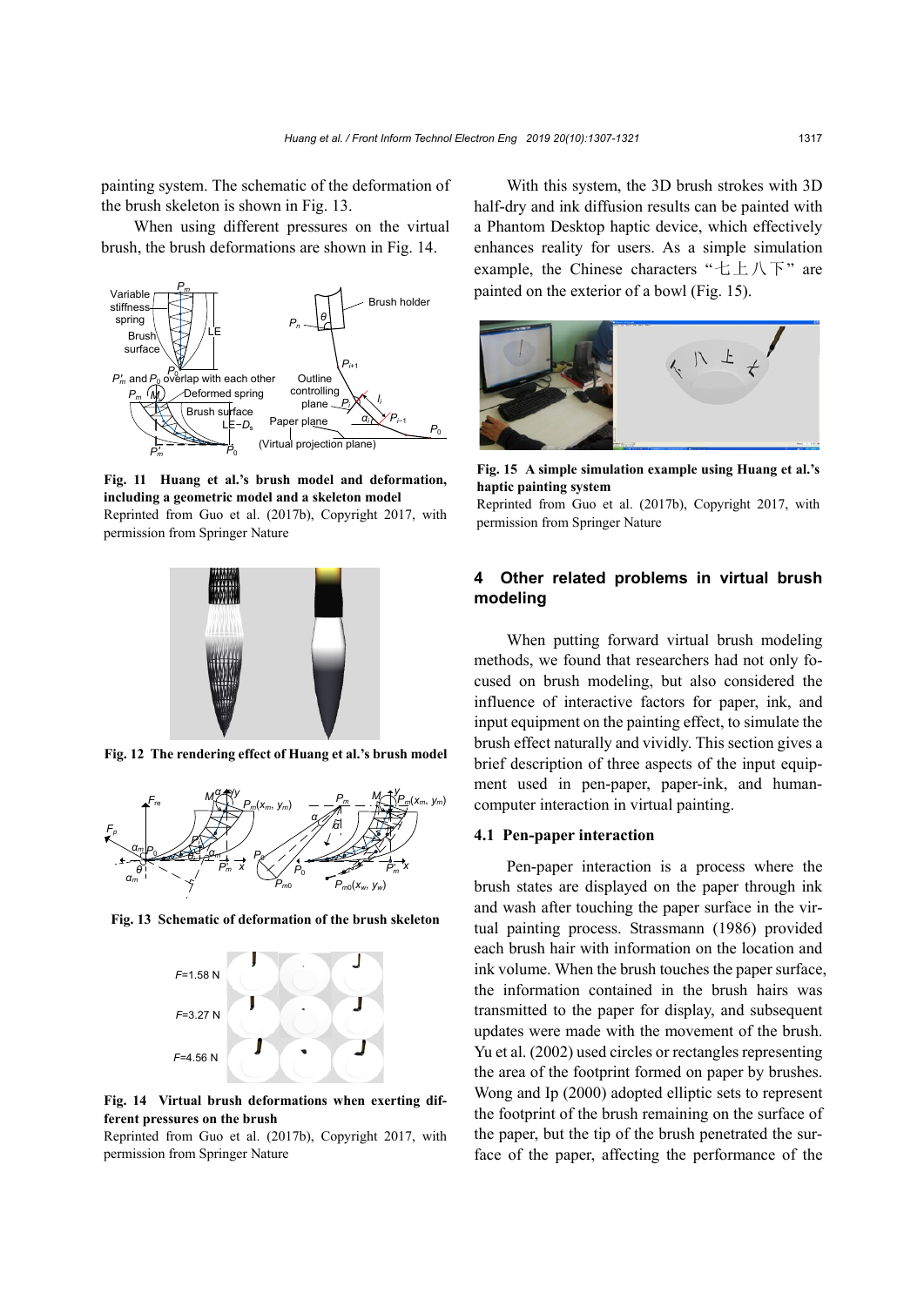painting system. The schematic of the deformation of the brush skeleton is shown in Fig. 13.

When using different pressures on the virtual brush, the brush deformations are shown in Fig. 14.

**Fig. 11 Huang et al.'s brush model and deformation, including a geometric model and a skeleton model**

Reprinted from Guo et al. (2017b), Copyright 2017, with permission from Springer Nature

**Fig. 12 The rendering effect of Huang et al.'s brush model**

**Fig. 13 Schematic of deformation of the brush skeleton**

**Fig. 14 Virtual brush deformations when exerting different pressures on the brush**

Reprinted from Guo et al. (2017b), Copyright 2017, with permission from Springer Nature

With this system, the 3D brush strokes with 3D half-dry and ink diffusion results can be painted with a Phantom Desktop haptic device, which effectively enhances reality for users. As a simple simulation example, the Chinese characters "七上八下" are painted on the exterior of a bowl (Fig. 15).

**Fig. 15 A simple simulation example using Huang et al.'s haptic painting system**

Reprinted from Guo et al. (2017b), Copyright 2017, with permission from Springer Nature

## 4 Other related problems in virtual brush modeling

When putting forward virtual brush modeling methods, we found that researchers had not only focused on brush modeling, but also considered the influence of interactive factors for paper, ink, and input equipment on the painting effect, to simulate the brush effect naturally and vividly. This section gives a brief description of three aspects of the input equipment used in pen-paper, paper-ink, and human-computer interaction in virtual painting.

### 4.1 Pen-paper interaction

Pen-paper interaction is a process where the brush states are displayed on the paper through ink and wash after touching the paper surface in the virtual painting process. Strassmann (1986) provided each brush hair with information on the location and ink volume. When the brush touches the paper surface, the information contained in the brush hairs was transmitted to the paper for display, and subsequent updates were made with the movement of the brush. Yu et al. (2002) used circles or rectangles representing the area of the footprint formed on paper by brushes. Wong and Ip (2000) adopted elliptic sets to represent the footprint of the brush remaining on the surface of the paper, but the tip of the brush penetrated the surface of the paper, affecting the performance of the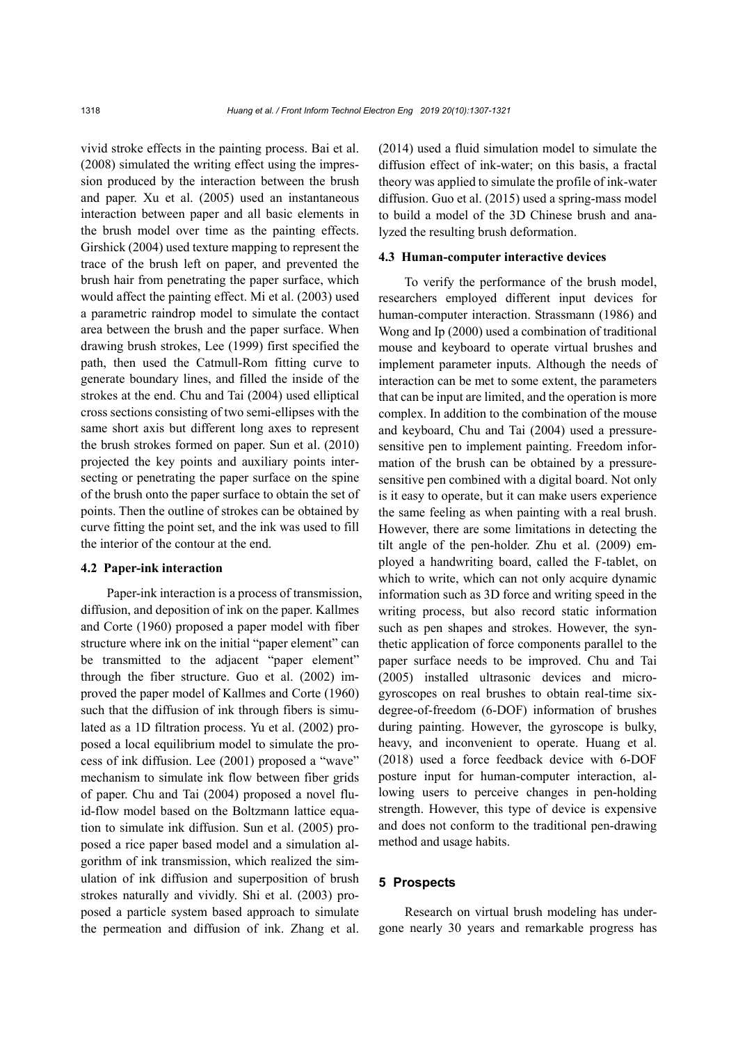vivid stroke effects in the painting process. Bai et al. (2008) simulated the writing effect using the impression produced by the interaction between the brush and paper. Xu et al. (2005) used an instantaneous interaction between paper and all basic elements in the brush model over time as the painting effects. Girshick (2004) used texture mapping to represent the trace of the brush left on paper, and prevented the brush hair from penetrating the paper surface, which would affect the painting effect. Mi et al. (2003) used a parametric raindrop model to simulate the contact area between the brush and the paper surface. When drawing brush strokes, Lee (1999) first specified the path, then used the Catmull-Rom fitting curve to generate boundary lines, and filled the inside of the strokes at the end. Chu and Tai (2004) used elliptical cross sections consisting of two semi-ellipses with the same short axis but different long axes to represent the brush strokes formed on paper. Sun et al. (2010) projected the key points and auxiliary points intersecting or penetrating the paper surface on the spine of the brush onto the paper surface to obtain the set of points. Then the outline of strokes can be obtained by curve fitting the point set, and the ink was used to fill the interior of the contour at the end.

### 4.2 Paper-ink interaction

Paper-ink interaction is a process of transmission, diffusion, and deposition of ink on the paper. Kallmes and Corte (1960) proposed a paper model with fiber structure where ink on the initial "paper element" can be transmitted to the adjacent "paper element" through the fiber structure. Guo et al. (2002) improved the paper model of Kallmes and Corte (1960) such that the diffusion of ink through fibers is simulated as a 1D filtration process. Yu et al. (2002) proposed a local equilibrium model to simulate the process of ink diffusion. Lee (2001) proposed a "wave" mechanism to simulate ink flow between fiber grids of paper. Chu and Tai (2004) proposed a novel fluid-flow model based on the Boltzmann lattice equation to simulate ink diffusion. Sun et al. (2005) proposed a rice paper based model and a simulation algorithm of ink transmission, which realized the simulation of ink diffusion and superposition of brush strokes naturally and vividly. Shi et al. (2003) proposed a particle system based approach to simulate the permeation and diffusion of ink. Zhang et al. (2014) used a fluid simulation model to simulate the diffusion effect of ink-water; on this basis, a fractal theory was applied to simulate the profile of ink-water diffusion. Guo et al. (2015) used a spring-mass model to build a model of the 3D Chinese brush and analyzed the resulting brush deformation.

### 4.3 Human-computer interactive devices

To verify the performance of the brush model, researchers employed different input devices for human-computer interaction. Strassmann (1986) and Wong and Ip (2000) used a combination of traditional mouse and keyboard to operate virtual brushes and implement parameter inputs. Although the needs of interaction can be met to some extent, the parameters that can be input are limited, and the operation is more complex. In addition to the combination of the mouse and keyboard, Chu and Tai (2004) used a pressure-sensitive pen to implement painting. Freedom information of the brush can be obtained by a pressure-sensitive pen combined with a digital board. Not only is it easy to operate, but it can make users experience the same feeling as when painting with a real brush. However, there are some limitations in detecting the tilt angle of the pen-holder. Zhu et al. (2009) employed a handwriting board, called the F-tablet, on which to write, which can not only acquire dynamic information such as 3D force and writing speed in the writing process, but also record static information such as pen shapes and strokes. However, the synthetic application of force components parallel to the paper surface needs to be improved. Chu and Tai (2005) installed ultrasonic devices and micro-gyroscopes on real brushes to obtain real-time six-degree-of-freedom (6-DOF) information of brushes during painting. However, the gyroscope is bulky, heavy, and inconvenient to operate. Huang et al. (2018) used a force feedback device with 6-DOF posture input for human-computer interaction, allowing users to perceive changes in pen-holding strength. However, this type of device is expensive and does not conform to the traditional pen-drawing method and usage habits.

## 5 Prospects

Research on virtual brush modeling has undergone nearly 30 years and remarkable progress has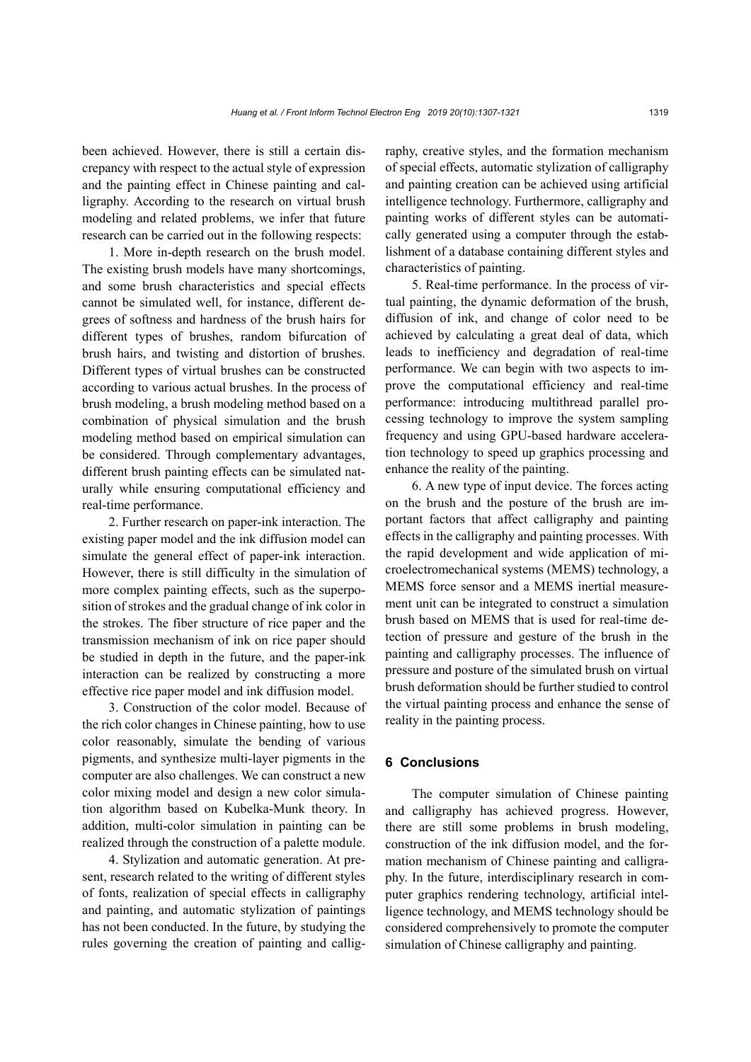been achieved. However, there is still a certain discrepancy with respect to the actual style of expression and the painting effect in Chinese painting and calligraphy. According to the research on virtual brush modeling and related problems, we infer that future research can be carried out in the following respects:

1. More in-depth research on the brush model. The existing brush models have many shortcomings, and some brush characteristics and special effects cannot be simulated well, for instance, different degrees of softness and hardness of the brush hairs for different types of brushes, random bifurcation of brush hairs, and twisting and distortion of brushes. Different types of virtual brushes can be constructed according to various actual brushes. In the process of brush modeling, a brush modeling method based on a combination of physical simulation and the brush modeling method based on empirical simulation can be considered. Through complementary advantages, different brush painting effects can be simulated naturally while ensuring computational efficiency and real-time performance.

2. Further research on paper-ink interaction. The existing paper model and the ink diffusion model can simulate the general effect of paper-ink interaction. However, there is still difficulty in the simulation of more complex painting effects, such as the superposition of strokes and the gradual change of ink color in the strokes. The fiber structure of rice paper and the transmission mechanism of ink on rice paper should be studied in depth in the future, and the paper-ink interaction can be realized by constructing a more effective rice paper model and ink diffusion model.

3. Construction of the color model. Because of the rich color changes in Chinese painting, how to use color reasonably, simulate the bending of various pigments, and synthesize multi-layer pigments in the computer are also challenges. We can construct a new color mixing model and design a new color simulation algorithm based on Kubelka-Munk theory. In addition, multi-color simulation in painting can be realized through the construction of a palette module.

4. Stylization and automatic generation. At present, research related to the writing of different styles of fonts, realization of special effects in calligraphy and painting, and automatic stylization of paintings has not been conducted. In the future, by studying the rules governing the creation of painting and calligraphy, creative styles, and the formation mechanism of special effects, automatic stylization of calligraphy and painting creation can be achieved using artificial intelligence technology. Furthermore, calligraphy and painting works of different styles can be automatically generated using a computer through the establishment of a database containing different styles and characteristics of painting.

5. Real-time performance. In the process of virtual painting, the dynamic deformation of the brush, diffusion of ink, and change of color need to be achieved by calculating a great deal of data, which leads to inefficiency and degradation of real-time performance. We can begin with two aspects to improve the computational efficiency and real-time performance: introducing multithread parallel processing technology to improve the system sampling frequency and using GPU-based hardware acceleration technology to speed up graphics processing and enhance the reality of the painting.

6. A new type of input device. The forces acting on the brush and the posture of the brush are important factors that affect calligraphy and painting effects in the calligraphy and painting processes. With the rapid development and wide application of microelectromechanical systems (MEMS) technology, a MEMS force sensor and a MEMS inertial measurement unit can be integrated to construct a simulation brush based on MEMS that is used for real-time detection of pressure and gesture of the brush in the painting and calligraphy processes. The influence of pressure and posture of the simulated brush on virtual brush deformation should be further studied to control the virtual painting process and enhance the sense of reality in the painting process.

## 6 Conclusions

The computer simulation of Chinese painting and calligraphy has achieved progress. However, there are still some problems in brush modeling, construction of the ink diffusion model, and the formation mechanism of Chinese painting and calligraphy. In the future, interdisciplinary research in computer graphics rendering technology, artificial intelligence technology, and MEMS technology should be considered comprehensively to promote the computer simulation of Chinese calligraphy and painting.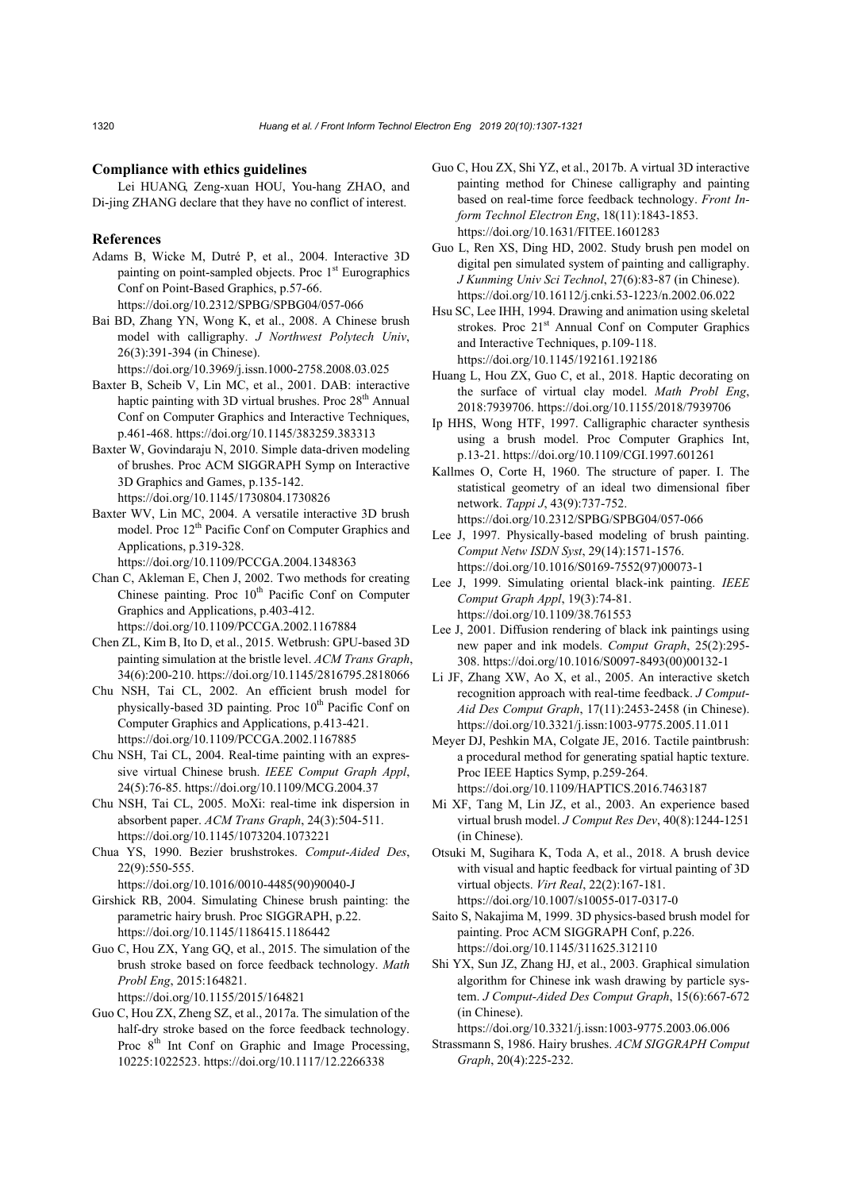## Compliance with ethics guidelines

Lei HUANG, Zeng-xuan HOU, You-hang ZHAO, and Di-jing ZHANG declare that they have no conflict of interest.

## References

Adams B, Wicke M, Dutré P, et al., 2004. Interactive 3D painting on point-sampled objects. Proc 1st Eurographics Conf on Point-Based Graphics, p.57-66. https://doi.org/10.2312/SPBG/SPBG04/057-066

Bai BD, Zhang YN, Wong K, et al., 2008. A Chinese brush model with calligraphy. *J Northwest Polytech Univ*, 26(3):391-394 (in Chinese). https://doi.org/10.3969/j.issn.1000-2758.2008.03.025

Baxter B, Scheib V, Lin MC, et al., 2001. DAB: interactive haptic painting with 3D virtual brushes. Proc 28th Annual Conf on Computer Graphics and Interactive Techniques, p.461-468. https://doi.org/10.1145/383259.383313

Baxter W, Govindaraju N, 2010. Simple data-driven modeling of brushes. Proc ACM SIGGRAPH Symp on Interactive 3D Graphics and Games, p.135-142. https://doi.org/10.1145/1730804.1730826

Baxter WV, Lin MC, 2004. A versatile interactive 3D brush model. Proc 12th Pacific Conf on Computer Graphics and Applications, p.319-328. https://doi.org/10.1109/PCCGA.2004.1348363

Chan C, Akleman E, Chen J, 2002. Two methods for creating Chinese painting. Proc 10th Pacific Conf on Computer Graphics and Applications, p.403-412. https://doi.org/10.1109/PCCGA.2002.1167884

Chen ZL, Kim B, Ito D, et al., 2015. Wetbrush: GPU-based 3D painting simulation at the bristle level. *ACM Trans Graph*, 34(6):200-210. https://doi.org/10.1145/2816795.2818066

Chu NSH, Tai CL, 2002. An efficient brush model for physically-based 3D painting. Proc 10th Pacific Conf on Computer Graphics and Applications, p.413-421. https://doi.org/10.1109/PCCGA.2002.1167885

Chu NSH, Tai CL, 2004. Real-time painting with an expressive virtual Chinese brush. *IEEE Comput Graph Appl*, 24(5):76-85. https://doi.org/10.1109/MCG.2004.37

Chu NSH, Tai CL, 2005. MoXi: real-time ink dispersion in absorbent paper. *ACM Trans Graph*, 24(3):504-511. https://doi.org/10.1145/1073204.1073221

Chua YS, 1990. Bezier brushstrokes. *Comput-Aided Des*, 22(9):550-555. https://doi.org/10.1016/0010-4485(90)90040-J

Girshick RB, 2004. Simulating Chinese brush painting: the parametric hairy brush. Proc SIGGRAPH, p.22. https://doi.org/10.1145/1186415.1186442

Guo C, Hou ZX, Yang GQ, et al., 2015. The simulation of the brush stroke based on force feedback technology. *Math Probl Eng*, 2015:164821. https://doi.org/10.1155/2015/164821

Guo C, Hou ZX, Zheng SZ, et al., 2017a. The simulation of the half-dry stroke based on the force feedback technology. Proc 8th Int Conf on Graphic and Image Processing, 10225:1022523. https://doi.org/10.1117/12.2266338

Guo C, Hou ZX, Shi YZ, et al., 2017b. A virtual 3D interactive painting method for Chinese calligraphy and painting based on real-time force feedback technology. *Front Inform Technol Electron Eng*, 18(11):1843-1853. https://doi.org/10.1631/FITEE.1601283

Guo L, Ren XS, Ding HD, 2002. Study brush pen model on digital pen simulated system of painting and calligraphy. *J Kunming Univ Sci Technol*, 27(6):83-87 (in Chinese). https://doi.org/10.16112/j.cnki.53-1223/n.2002.06.022

Hsu SC, Lee IHH, 1994. Drawing and animation using skeletal strokes. Proc 21st Annual Conf on Computer Graphics and Interactive Techniques, p.109-118. https://doi.org/10.1145/192161.192186

Huang L, Hou ZX, Guo C, et al., 2018. Haptic decorating on the surface of virtual clay model. *Math Probl Eng*, 2018:7939706. https://doi.org/10.1155/2018/7939706

Ip HHS, Wong HTF, 1997. Calligraphic character synthesis using a brush model. Proc Computer Graphics Int, p.13-21. https://doi.org/10.1109/CGI.1997.601261

Kallmes O, Corte H, 1960. The structure of paper. I. The statistical geometry of an ideal two dimensional fiber network. *Tappi J*, 43(9):737-752. https://doi.org/10.2312/SPBG/SPBG04/057-066

Lee J, 1997. Physically-based modeling of brush painting. *Comput Netw ISDN Syst*, 29(14):1571-1576. https://doi.org/10.1016/S0169-7552(97)00073-1

Lee J, 1999. Simulating oriental black-ink painting. *IEEE Comput Graph Appl*, 19(3):74-81. https://doi.org/10.1109/38.761553

Lee J, 2001. Diffusion rendering of black ink paintings using new paper and ink models. *Comput Graph*, 25(2):295-308. https://doi.org/10.1016/S0097-8493(00)00132-1

Li JF, Zhang XW, Ao X, et al., 2005. An interactive sketch recognition approach with real-time feedback. *J Comput-Aid Des Comput Graph*, 17(11):2453-2458 (in Chinese). https://doi.org/10.3321/j.issn:1003-9775.2005.11.011

Meyer DJ, Peshkin MA, Colgate JE, 2016. Tactile paintbrush: a procedural method for generating spatial haptic texture. Proc IEEE Haptics Symp, p.259-264. https://doi.org/10.1109/HAPTICS.2016.7463187

Mi XF, Tang M, Lin JZ, et al., 2003. An experience based virtual brush model. *J Comput Res Dev*, 40(8):1244-1251 (in Chinese).

Otsuki M, Sugihara K, Toda A, et al., 2018. A brush device with visual and haptic feedback for virtual painting of 3D virtual objects. *Virt Real*, 22(2):167-181. https://doi.org/10.1007/s10055-017-0317-0

Saito S, Nakajima M, 1999. 3D physics-based brush model for painting. Proc ACM SIGGRAPH Conf, p.226. https://doi.org/10.1145/311625.312110

Shi YX, Sun JZ, Zhang HJ, et al., 2003. Graphical simulation algorithm for Chinese ink wash drawing by particle system. *J Comput-Aided Des Comput Graph*, 15(6):667-672 (in Chinese). https://doi.org/10.3321/j.issn:1003-9775.2003.06.006

Strassmann S, 1986. Hairy brushes. *ACM SIGGRAPH Comput Graph*, 20(4):225-232.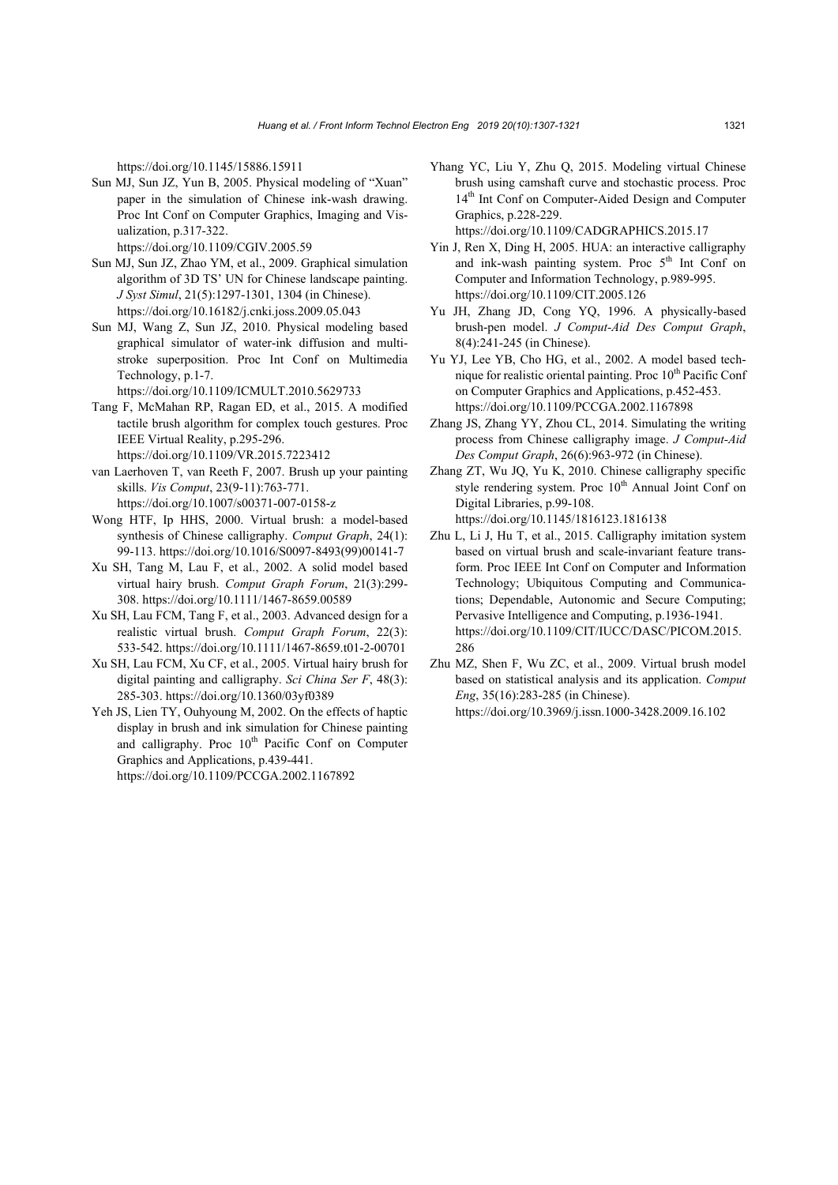https://doi.org/10.1145/15886.15911

Sun MJ, Sun JZ, Yun B, 2005. Physical modeling of "Xuan" paper in the simulation of Chinese ink-wash drawing. Proc Int Conf on Computer Graphics, Imaging and Visualization, p.317-322. https://doi.org/10.1109/CGIV.2005.59

Sun MJ, Sun JZ, Zhao YM, et al., 2009. Graphical simulation algorithm of 3D TS' UN for Chinese landscape painting. *J Syst Simul*, 21(5):1297-1301, 1304 (in Chinese). https://doi.org/10.16182/j.cnki.joss.2009.05.043

Sun MJ, Wang Z, Sun JZ, 2010. Physical modeling based graphical simulator of water-ink diffusion and multi-stroke superposition. Proc Int Conf on Multimedia Technology, p.1-7. https://doi.org/10.1109/ICMULT.2010.5629733

Tang F, McMahan RP, Ragan ED, et al., 2015. A modified tactile brush algorithm for complex touch gestures. Proc IEEE Virtual Reality, p.295-296. https://doi.org/10.1109/VR.2015.7223412

van Laerhoven T, van Reeth F, 2007. Brush up your painting skills. *Vis Comput*, 23(9-11):763-771. https://doi.org/10.1007/s00371-007-0158-z

Wong HTF, Ip HHS, 2000. Virtual brush: a model-based synthesis of Chinese calligraphy. *Comput Graph*, 24(1): 99-113. https://doi.org/10.1016/S0097-8493(99)00141-7

Xu SH, Tang M, Lau F, et al., 2002. A solid model based virtual hairy brush. *Comput Graph Forum*, 21(3):299-308. https://doi.org/10.1111/1467-8659.00589

Xu SH, Lau FCM, Tang F, et al., 2003. Advanced design for a realistic virtual brush. *Comput Graph Forum*, 22(3): 533-542. https://doi.org/10.1111/1467-8659.t01-2-00701

Xu SH, Lau FCM, Xu CF, et al., 2005. Virtual hairy brush for digital painting and calligraphy. *Sci China Ser F*, 48(3): 285-303. https://doi.org/10.1360/03yf0389

Yeh JS, Lien TY, Ouhyoung M, 2002. On the effects of haptic display in brush and ink simulation for Chinese painting and calligraphy. Proc 10th Pacific Conf on Computer Graphics and Applications, p.439-441. https://doi.org/10.1109/PCCGA.2002.1167892

Yhang YC, Liu Y, Zhu Q, 2015. Modeling virtual Chinese brush using camshaft curve and stochastic process. Proc 14th Int Conf on Computer-Aided Design and Computer Graphics, p.228-229. https://doi.org/10.1109/CADGRAPHICS.2015.17

Yin J, Ren X, Ding H, 2005. HUA: an interactive calligraphy and ink-wash painting system. Proc 5th Int Conf on Computer and Information Technology, p.989-995. https://doi.org/10.1109/CIT.2005.126

Yu JH, Zhang JD, Cong YQ, 1996. A physically-based brush-pen model. *J Comput-Aid Des Comput Graph*, 8(4):241-245 (in Chinese).

Yu YJ, Lee YB, Cho HG, et al., 2002. A model based technique for realistic oriental painting. Proc 10th Pacific Conf on Computer Graphics and Applications, p.452-453. https://doi.org/10.1109/PCCGA.2002.1167898

Zhang JS, Zhang YY, Zhou CL, 2014. Simulating the writing process from Chinese calligraphy image. *J Comput-Aid Des Comput Graph*, 26(6):963-972 (in Chinese).

Zhang ZT, Wu JQ, Yu K, 2010. Chinese calligraphy specific style rendering system. Proc 10th Annual Joint Conf on Digital Libraries, p.99-108. https://doi.org/10.1145/1816123.1816138

Zhu L, Li J, Hu T, et al., 2015. Calligraphy imitation system based on virtual brush and scale-invariant feature transform. Proc IEEE Int Conf on Computer and Information Technology; Ubiquitous Computing and Communications; Dependable, Autonomic and Secure Computing; Pervasive Intelligence and Computing, p.1936-1941. https://doi.org/10.1109/CIT/IUCC/DASC/PICOM.2015.286

Zhu MZ, Shen F, Wu ZC, et al., 2009. Virtual brush model based on statistical analysis and its application. *Comput Eng*, 35(16):283-285 (in Chinese). https://doi.org/10.3969/j.issn.1000-3428.2009.16.102